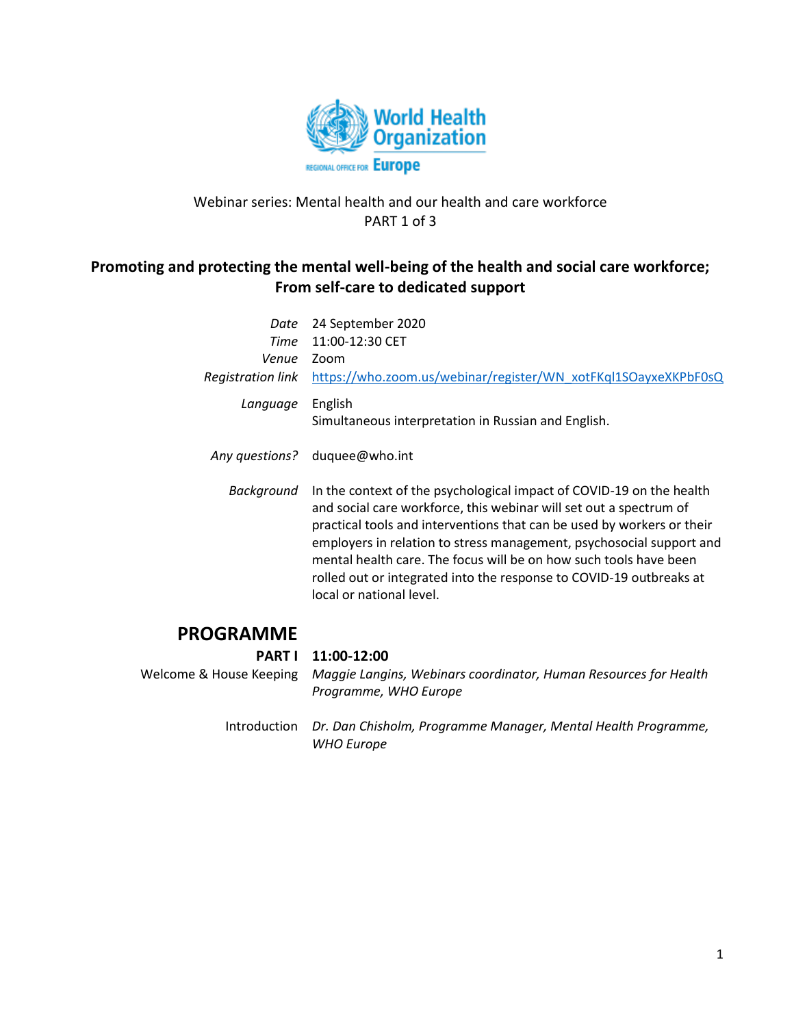World Health Organization
REGIONAL OFFICE FOR Europe

Webinar series: Mental health and our health and care workforce
PART 1 of 3

## Promoting and protecting the mental well-being of the health and social care workforce; From self-care to dedicated support

| | |
|---|---|
| *Date* | 24 September 2020 |
| *Time* | 11:00-12:30 CET |
| *Venue* | Zoom |
| *Registration link* | https://who.zoom.us/webinar/register/WN_xotFKql1SOayxeXKPbF0sQ |
| *Language* | English<br>Simultaneous interpretation in Russian and English. |
| *Any questions?* | duquee@who.int |
| *Background* | In the context of the psychological impact of COVID-19 on the health and social care workforce, this webinar will set out a spectrum of practical tools and interventions that can be used by workers or their employers in relation to stress management, psychosocial support and mental health care. The focus will be on how such tools have been rolled out or integrated into the response to COVID-19 outbreaks at local or national level. |

## PROGRAMME

| | |
|---|---|
| **PART I** | **11:00-12:00** |
| Welcome & House Keeping | *Maggie Langins, Webinars coordinator, Human Resources for Health Programme, WHO Europe* |
| Introduction | *Dr. Dan Chisholm, Programme Manager, Mental Health Programme, WHO Europe* |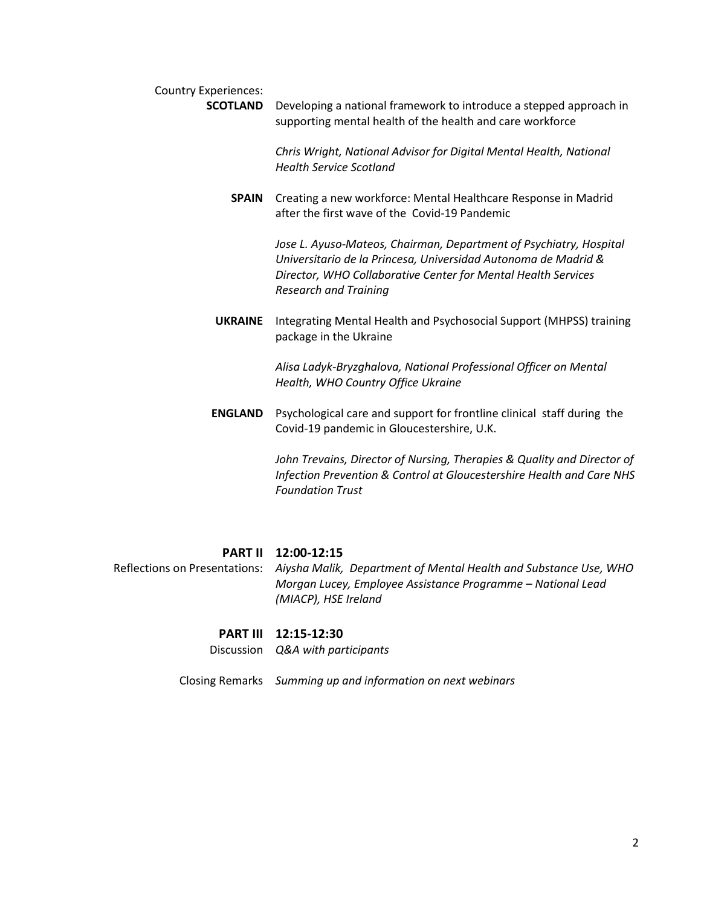Country Experiences:

**SCOTLAND** Developing a national framework to introduce a stepped approach in supporting mental health of the health and care workforce

*Chris Wright, National Advisor for Digital Mental Health, National Health Service Scotland*

**SPAIN** Creating a new workforce: Mental Healthcare Response in Madrid after the first wave of the Covid-19 Pandemic

*Jose L. Ayuso-Mateos, Chairman, Department of Psychiatry, Hospital Universitario de la Princesa, Universidad Autonoma de Madrid & Director, WHO Collaborative Center for Mental Health Services Research and Training*

**UKRAINE** Integrating Mental Health and Psychosocial Support (MHPSS) training package in the Ukraine

*Alisa Ladyk-Bryzghalova, National Professional Officer on Mental Health, WHO Country Office Ukraine*

**ENGLAND** Psychological care and support for frontline clinical staff during the Covid-19 pandemic in Gloucestershire, U.K.

*John Trevains, Director of Nursing, Therapies & Quality and Director of Infection Prevention & Control at Gloucestershire Health and Care NHS Foundation Trust*

**PART II** **12:00-12:15**

Reflections on Presentations: *Aiysha Malik, Department of Mental Health and Substance Use, WHO*
*Morgan Lucey, Employee Assistance Programme – National Lead (MIACP), HSE Ireland*

**PART III** **12:15-12:30**

Discussion *Q&A with participants*

Closing Remarks *Summing up and information on next webinars*